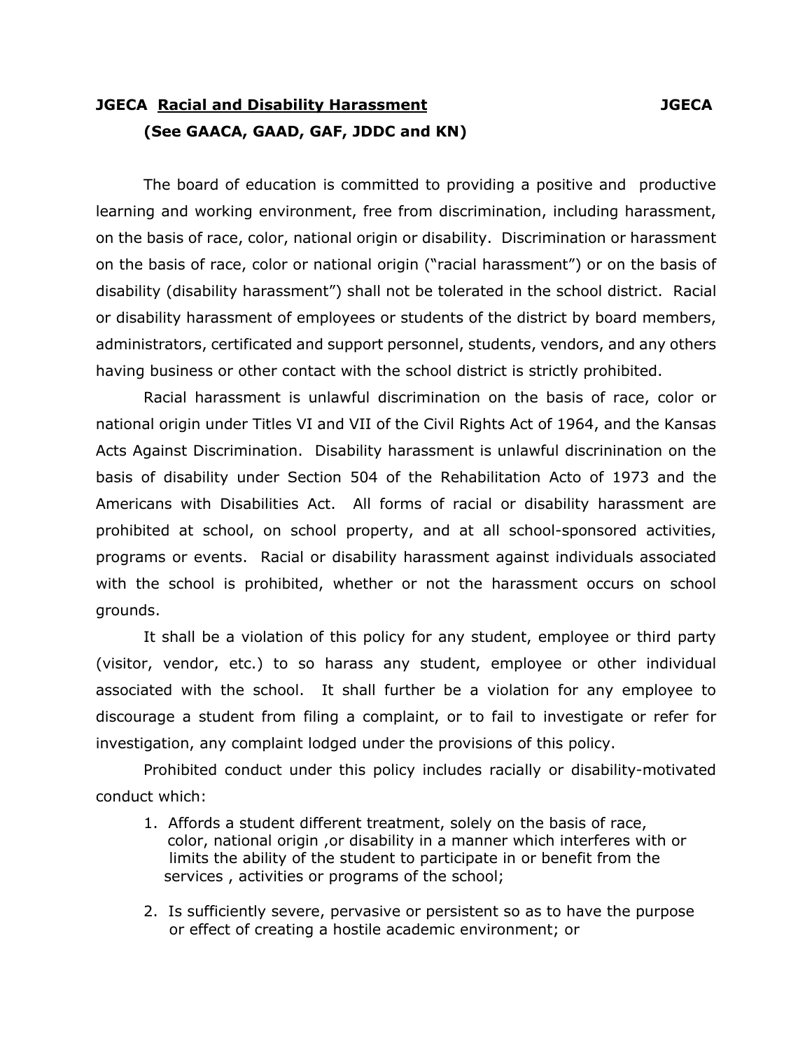# JGECA **Racial and Disability Harassment** JGECA

**(See GAACA, GAAD, GAF, JDDC and KN)**

The board of education is committed to providing a positive and productive learning and working environment, free from discrimination, including harassment, on the basis of race, color, national origin or disability. Discrimination or harassment on the basis of race, color or national origin ("racial harassment") or on the basis of disability (disability harassment") shall not be tolerated in the school district. Racial or disability harassment of employees or students of the district by board members, administrators, certificated and support personnel, students, vendors, and any others having business or other contact with the school district is strictly prohibited.

Racial harassment is unlawful discrimination on the basis of race, color or national origin under Titles VI and VII of the Civil Rights Act of 1964, and the Kansas Acts Against Discrimination. Disability harassment is unlawful discrinination on the basis of disability under Section 504 of the Rehabilitation Acto of 1973 and the Americans with Disabilities Act. All forms of racial or disability harassment are prohibited at school, on school property, and at all school-sponsored activities, programs or events. Racial or disability harassment against individuals associated with the school is prohibited, whether or not the harassment occurs on school grounds.

It shall be a violation of this policy for any student, employee or third party (visitor, vendor, etc.) to so harass any student, employee or other individual associated with the school. It shall further be a violation for any employee to discourage a student from filing a complaint, or to fail to investigate or refer for investigation, any complaint lodged under the provisions of this policy.

Prohibited conduct under this policy includes racially or disability-motivated conduct which:

1. Affords a student different treatment, solely on the basis of race, color, national origin ,or disability in a manner which interferes with or limits the ability of the student to participate in or benefit from the services , activities or programs of the school;
2. Is sufficiently severe, pervasive or persistent so as to have the purpose or effect of creating a hostile academic environment; or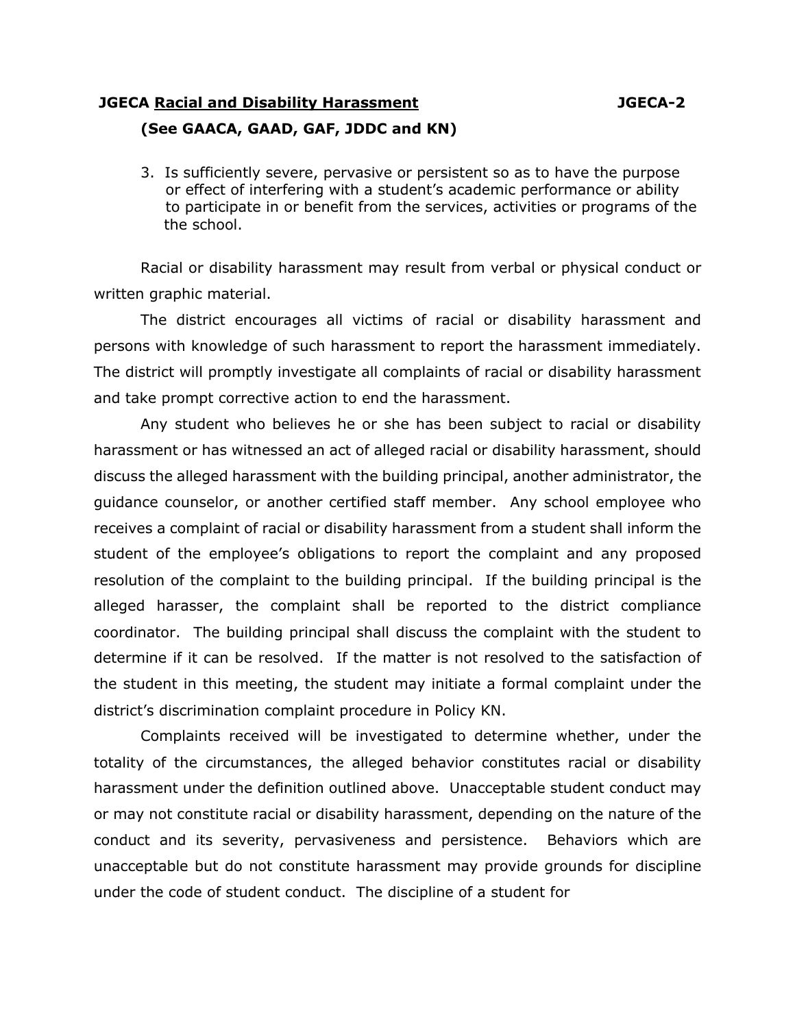3. Is sufficiently severe, pervasive or persistent so as to have the purpose or effect of interfering with a student's academic performance or ability to participate in or benefit from the services, activities or programs of the the school.

Racial or disability harassment may result from verbal or physical conduct or written graphic material.

The district encourages all victims of racial or disability harassment and persons with knowledge of such harassment to report the harassment immediately. The district will promptly investigate all complaints of racial or disability harassment and take prompt corrective action to end the harassment.

Any student who believes he or she has been subject to racial or disability harassment or has witnessed an act of alleged racial or disability harassment, should discuss the alleged harassment with the building principal, another administrator, the guidance counselor, or another certified staff member. Any school employee who receives a complaint of racial or disability harassment from a student shall inform the student of the employee's obligations to report the complaint and any proposed resolution of the complaint to the building principal. If the building principal is the alleged harasser, the complaint shall be reported to the district compliance coordinator. The building principal shall discuss the complaint with the student to determine if it can be resolved. If the matter is not resolved to the satisfaction of the student in this meeting, the student may initiate a formal complaint under the district's discrimination complaint procedure in Policy KN.

Complaints received will be investigated to determine whether, under the totality of the circumstances, the alleged behavior constitutes racial or disability harassment under the definition outlined above. Unacceptable student conduct may or may not constitute racial or disability harassment, depending on the nature of the conduct and its severity, pervasiveness and persistence. Behaviors which are unacceptable but do not constitute harassment may provide grounds for discipline under the code of student conduct. The discipline of a student for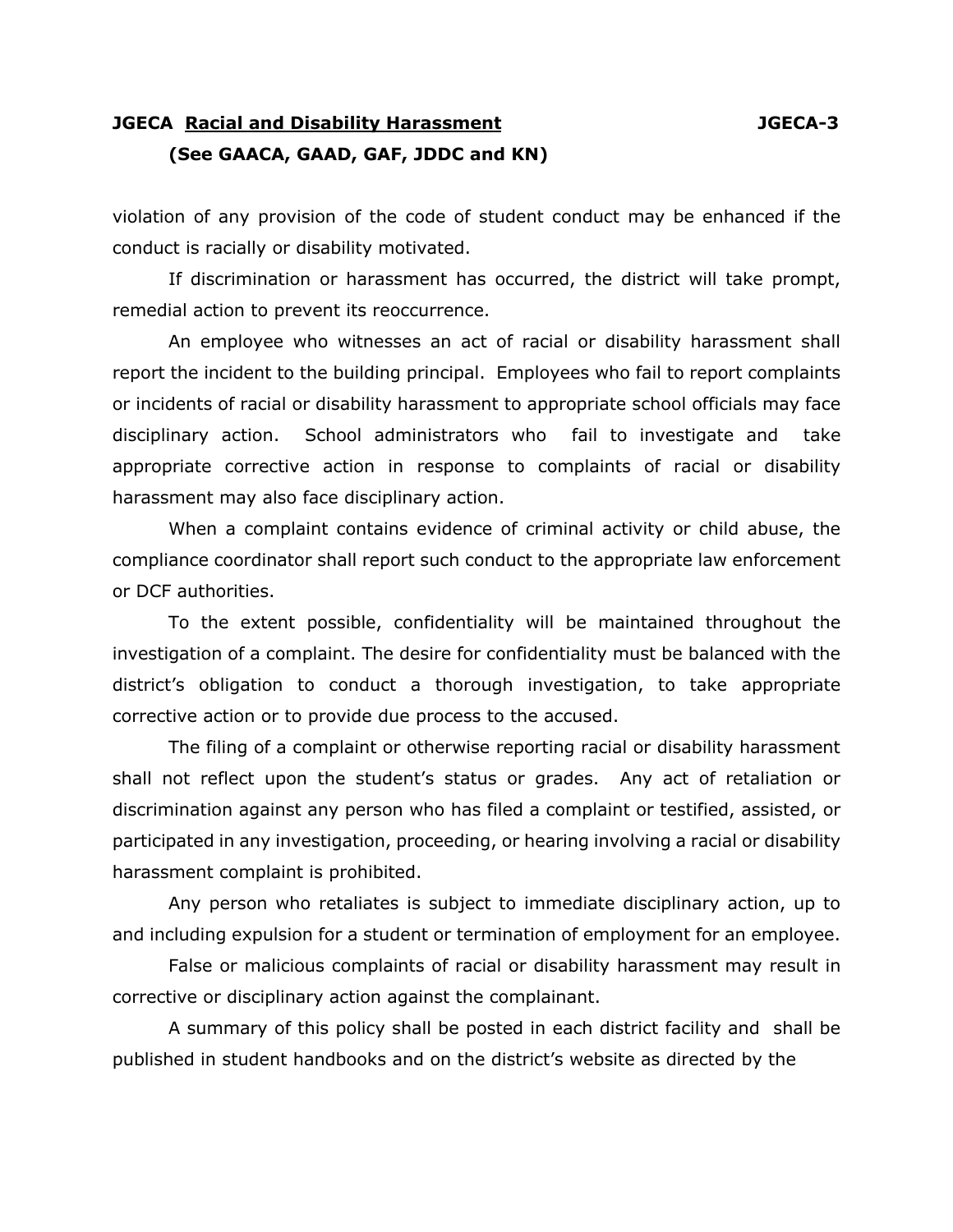violation of any provision of the code of student conduct may be enhanced if the conduct is racially or disability motivated.

If discrimination or harassment has occurred, the district will take prompt, remedial action to prevent its reoccurrence.

An employee who witnesses an act of racial or disability harassment shall report the incident to the building principal. Employees who fail to report complaints or incidents of racial or disability harassment to appropriate school officials may face disciplinary action. School administrators who fail to investigate and take appropriate corrective action in response to complaints of racial or disability harassment may also face disciplinary action.

When a complaint contains evidence of criminal activity or child abuse, the compliance coordinator shall report such conduct to the appropriate law enforcement or DCF authorities.

To the extent possible, confidentiality will be maintained throughout the investigation of a complaint. The desire for confidentiality must be balanced with the district's obligation to conduct a thorough investigation, to take appropriate corrective action or to provide due process to the accused.

The filing of a complaint or otherwise reporting racial or disability harassment shall not reflect upon the student's status or grades. Any act of retaliation or discrimination against any person who has filed a complaint or testified, assisted, or participated in any investigation, proceeding, or hearing involving a racial or disability harassment complaint is prohibited.

Any person who retaliates is subject to immediate disciplinary action, up to and including expulsion for a student or termination of employment for an employee.

False or malicious complaints of racial or disability harassment may result in corrective or disciplinary action against the complainant.

A summary of this policy shall be posted in each district facility and shall be published in student handbooks and on the district's website as directed by the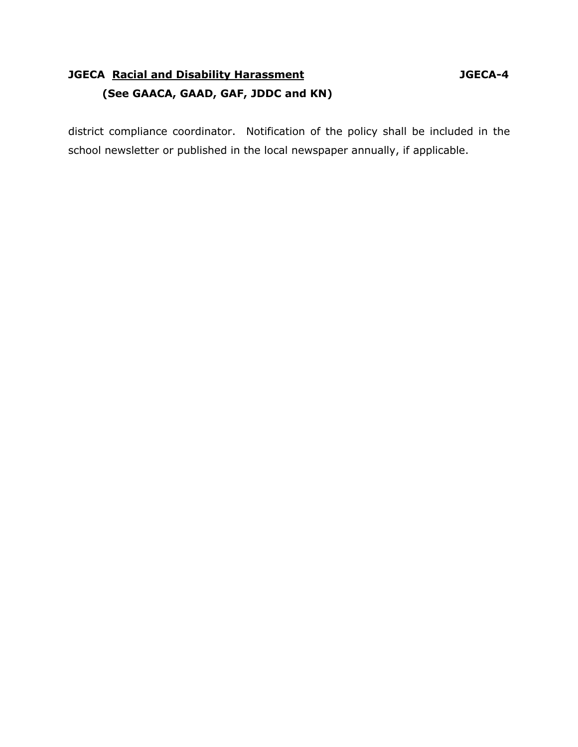district compliance coordinator. Notification of the policy shall be included in the school newsletter or published in the local newspaper annually, if applicable.